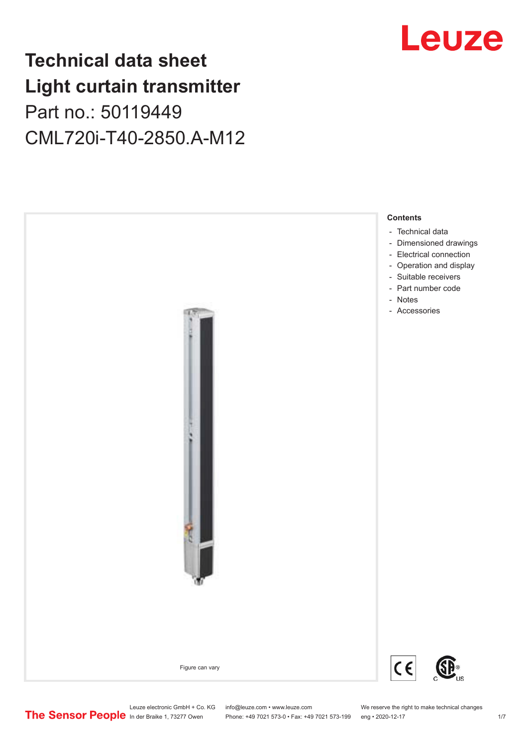# Technical data sheet
# Light curtain transmitter

Part no.: 50119449

CML720i-T40-2850.A-M12

Figure can vary

**Contents**

- Technical data
- Dimensioned drawings
- Electrical connection
- Operation and display
- Suitable receivers
- Part number code
- Notes
- Accessories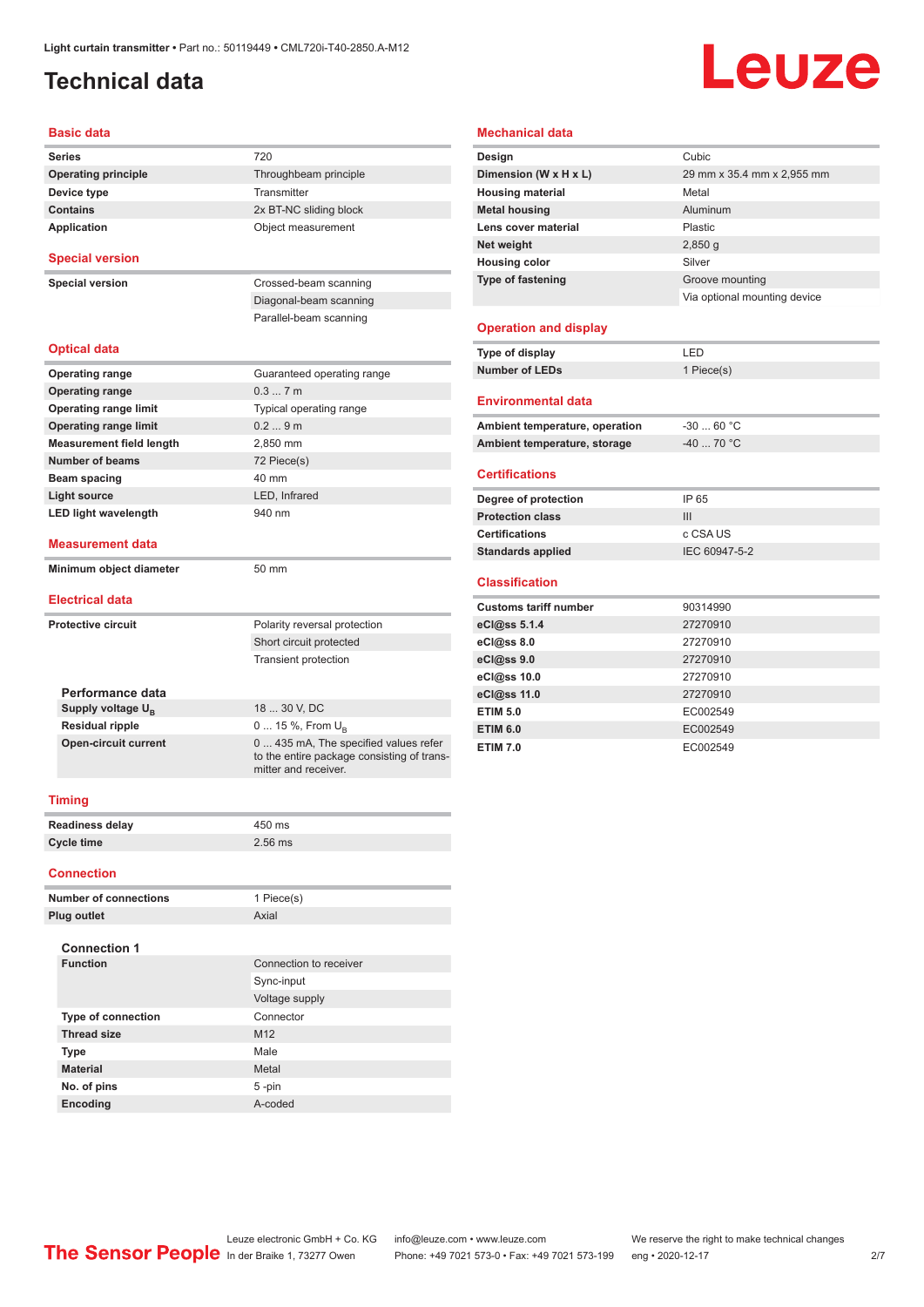# Technical data

## Basic data

| | |
|---|---|
| **Series** | 720 |
| **Operating principle** | Throughbeam principle |
| **Device type** | Transmitter |
| **Contains** | 2x BT-NC sliding block |
| **Application** | Object measurement |

## Special version

| | |
|---|---|
| **Special version** | Crossed-beam scanning |
| | Diagonal-beam scanning |
| | Parallel-beam scanning |

## Optical data

| | |
|---|---|
| **Operating range** | Guaranteed operating range |
| **Operating range** | 0.3 ... 7 m |
| **Operating range limit** | Typical operating range |
| **Operating range limit** | 0.2 ... 9 m |
| **Measurement field length** | 2,850 mm |
| **Number of beams** | 72 Piece(s) |
| **Beam spacing** | 40 mm |
| **Light source** | LED, Infrared |
| **LED light wavelength** | 940 nm |

## Measurement data

| | |
|---|---|
| **Minimum object diameter** | 50 mm |

## Electrical data

| | |
|---|---|
| **Protective circuit** | Polarity reversal protection |
| | Short circuit protected |
| | Transient protection |

### Performance data

| | |
|---|---|
| **Supply voltage $U_B$** | 18 ... 30 V, DC |
| **Residual ripple** | 0 ... 15 %, From $U_B$ |
| **Open-circuit current** | 0 ... 435 mA, The specified values refer to the entire package consisting of transmitter and receiver. |

## Timing

| | |
|---|---|
| **Readiness delay** | 450 ms |
| **Cycle time** | 2.56 ms |

## Connection

| | |
|---|---|
| **Number of connections** | 1 Piece(s) |
| **Plug outlet** | Axial |

### Connection 1

| | |
|---|---|
| **Function** | Connection to receiver |
| | Sync-input |
| | Voltage supply |
| **Type of connection** | Connector |
| **Thread size** | M12 |
| **Type** | Male |
| **Material** | Metal |
| **No. of pins** | 5 -pin |
| **Encoding** | A-coded |

## Mechanical data

| | |
|---|---|
| **Design** | Cubic |
| **Dimension (W x H x L)** | 29 mm x 35.4 mm x 2,955 mm |
| **Housing material** | Metal |
| **Metal housing** | Aluminum |
| **Lens cover material** | Plastic |
| **Net weight** | 2,850 g |
| **Housing color** | Silver |
| **Type of fastening** | Groove mounting |
| | Via optional mounting device |

## Operation and display

| | |
|---|---|
| **Type of display** | LED |
| **Number of LEDs** | 1 Piece(s) |

## Environmental data

| | |
|---|---|
| **Ambient temperature, operation** | -30 ... 60 °C |
| **Ambient temperature, storage** | -40 ... 70 °C |

## Certifications

| | |
|---|---|
| **Degree of protection** | IP 65 |
| **Protection class** | III |
| **Certifications** | c CSA US |
| **Standards applied** | IEC 60947-5-2 |

## Classification

| | |
|---|---|
| **Customs tariff number** | 90314990 |
| **eCl@ss 5.1.4** | 27270910 |
| **eCl@ss 8.0** | 27270910 |
| **eCl@ss 9.0** | 27270910 |
| **eCl@ss 10.0** | 27270910 |
| **eCl@ss 11.0** | 27270910 |
| **ETIM 5.0** | EC002549 |
| **ETIM 6.0** | EC002549 |
| **ETIM 7.0** | EC002549 |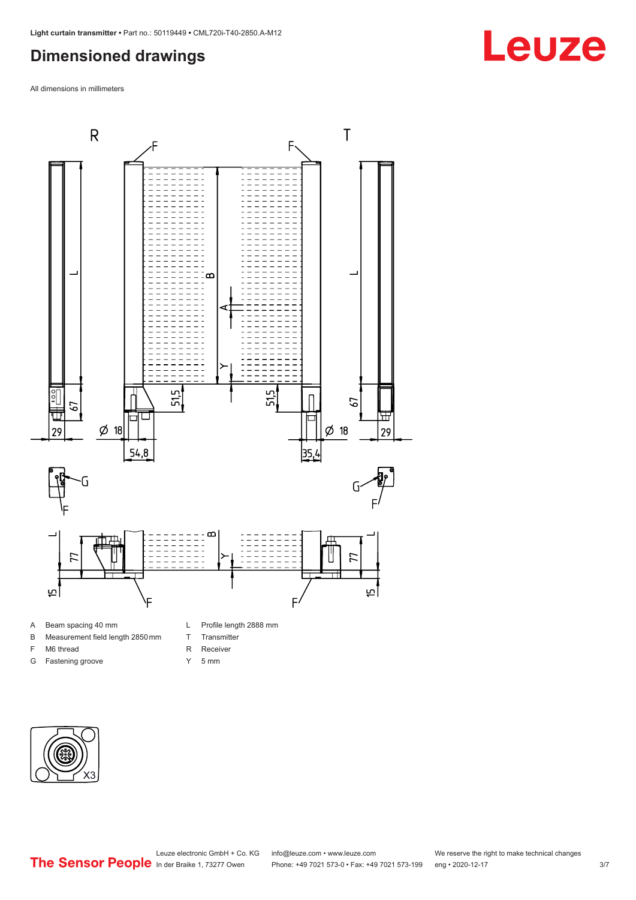# Dimensioned drawings

All dimensions in millimeters

- A Beam spacing 40 mm
- B Measurement field length 2850 mm
- F M6 thread
- G Fastening groove
- L Profile length 2888 mm
- T Transmitter
- R Receiver
- Y 5 mm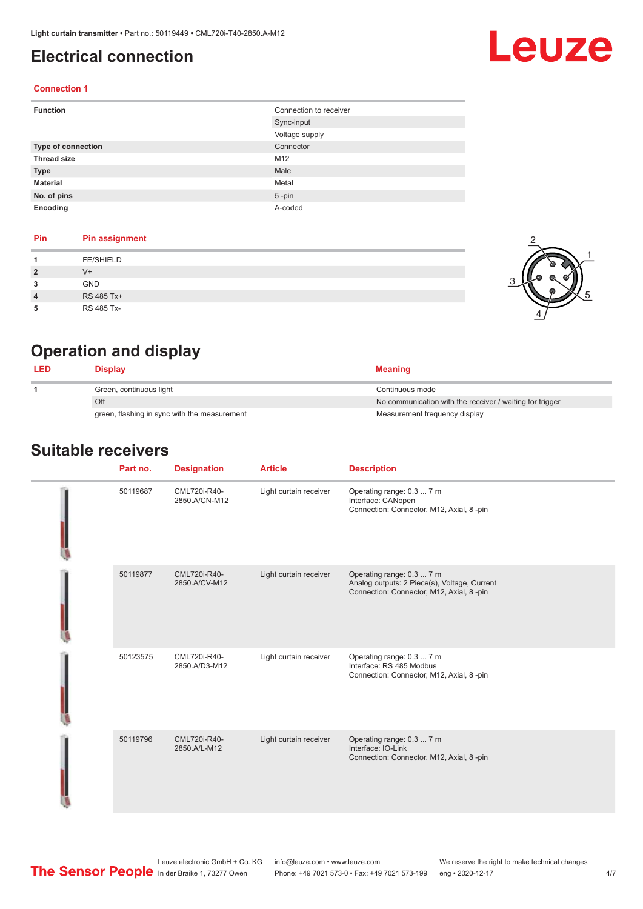# Electrical connection

### Connection 1

| | |
|---|---|
| **Function** | Connection to receiver |
| | Sync-input |
| | Voltage supply |
| **Type of connection** | Connector |
| **Thread size** | M12 |
| **Type** | Male |
| **Material** | Metal |
| **No. of pins** | 5 -pin |
| **Encoding** | A-coded |

| Pin | Pin assignment |
|---|---|
| **1** | FE/SHIELD |
| **2** | V+ |
| **3** | GND |
| **4** | RS 485 Tx+ |
| **5** | RS 485 Tx- |

# Operation and display

| LED | Display | Meaning |
|---|---|---|
| **1** | Green, continuous light | Continuous mode |
| | Off | No communication with the receiver / waiting for trigger |
| | green, flashing in sync with the measurement | Measurement frequency display |

# Suitable receivers

| Part no. | Designation | Article | Description |
|---|---|---|---|
| 50119687 | CML720i-R40-2850.A/CN-M12 | Light curtain receiver | Operating range: 0.3 ... 7 m<br>Interface: CANopen<br>Connection: Connector, M12, Axial, 8 -pin |
| 50119877 | CML720i-R40-2850.A/CV-M12 | Light curtain receiver | Operating range: 0.3 ... 7 m<br>Analog outputs: 2 Piece(s), Voltage, Current<br>Connection: Connector, M12, Axial, 8 -pin |
| 50123575 | CML720i-R40-2850.A/D3-M12 | Light curtain receiver | Operating range: 0.3 ... 7 m<br>Interface: RS 485 Modbus<br>Connection: Connector, M12, Axial, 8 -pin |
| 50119796 | CML720i-R40-2850.A/L-M12 | Light curtain receiver | Operating range: 0.3 ... 7 m<br>Interface: IO-Link<br>Connection: Connector, M12, Axial, 8 -pin |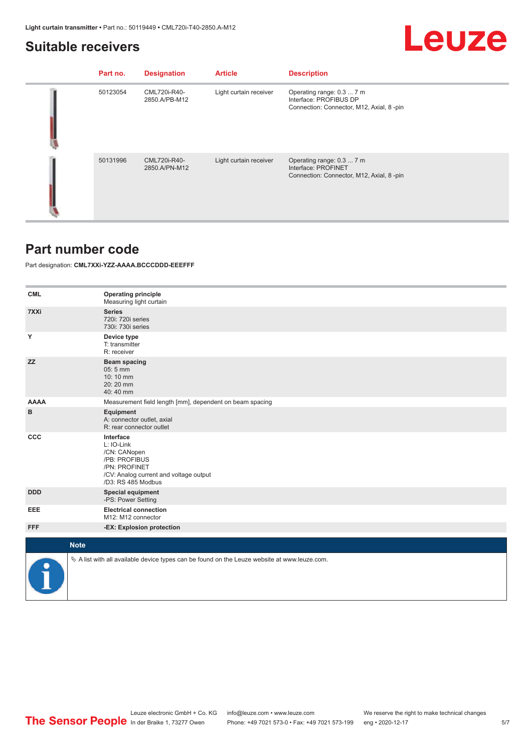## Suitable receivers

| Part no. | Designation | Article | Description |
| --- | --- | --- | --- |
| 50123054 | CML720i-R40-2850.A/PB-M12 | Light curtain receiver | Operating range: 0.3 ... 7 m<br>Interface: PROFIBUS DP<br>Connection: Connector, M12, Axial, 8 -pin |
| 50131996 | CML720i-R40-2850.A/PN-M12 | Light curtain receiver | Operating range: 0.3 ... 7 m<br>Interface: PROFINET<br>Connection: Connector, M12, Axial, 8 -pin |

## Part number code

Part designation: **CML7XXi-YZZ-AAAA.BCCCDDD-EEEFFF**

| | |
| --- | --- |
| **CML** | **Operating principle**<br>Measuring light curtain |
| **7XXi** | **Series**<br>720i: 720i series<br>730i: 730i series |
| **Y** | **Device type**<br>T: transmitter<br>R: receiver |
| **ZZ** | **Beam spacing**<br>05: 5 mm<br>10: 10 mm<br>20: 20 mm<br>40: 40 mm |
| **AAAA** | Measurement field length [mm], dependent on beam spacing |
| **B** | **Equipment**<br>A: connector outlet, axial<br>R: rear connector outlet |
| **CCC** | **Interface**<br>L: IO-Link<br>/CN: CANopen<br>/PB: PROFIBUS<br>/PN: PROFINET<br>/CV: Analog current and voltage output<br>/D3: RS 485 Modbus |
| **DDD** | **Special equipment**<br>-PS: Power Setting |
| **EEE** | **Electrical connection**<br>M12: M12 connector |
| **FFF** | **-EX: Explosion protection** |

**Note**

↳ A list with all available device types can be found on the Leuze website at www.leuze.com.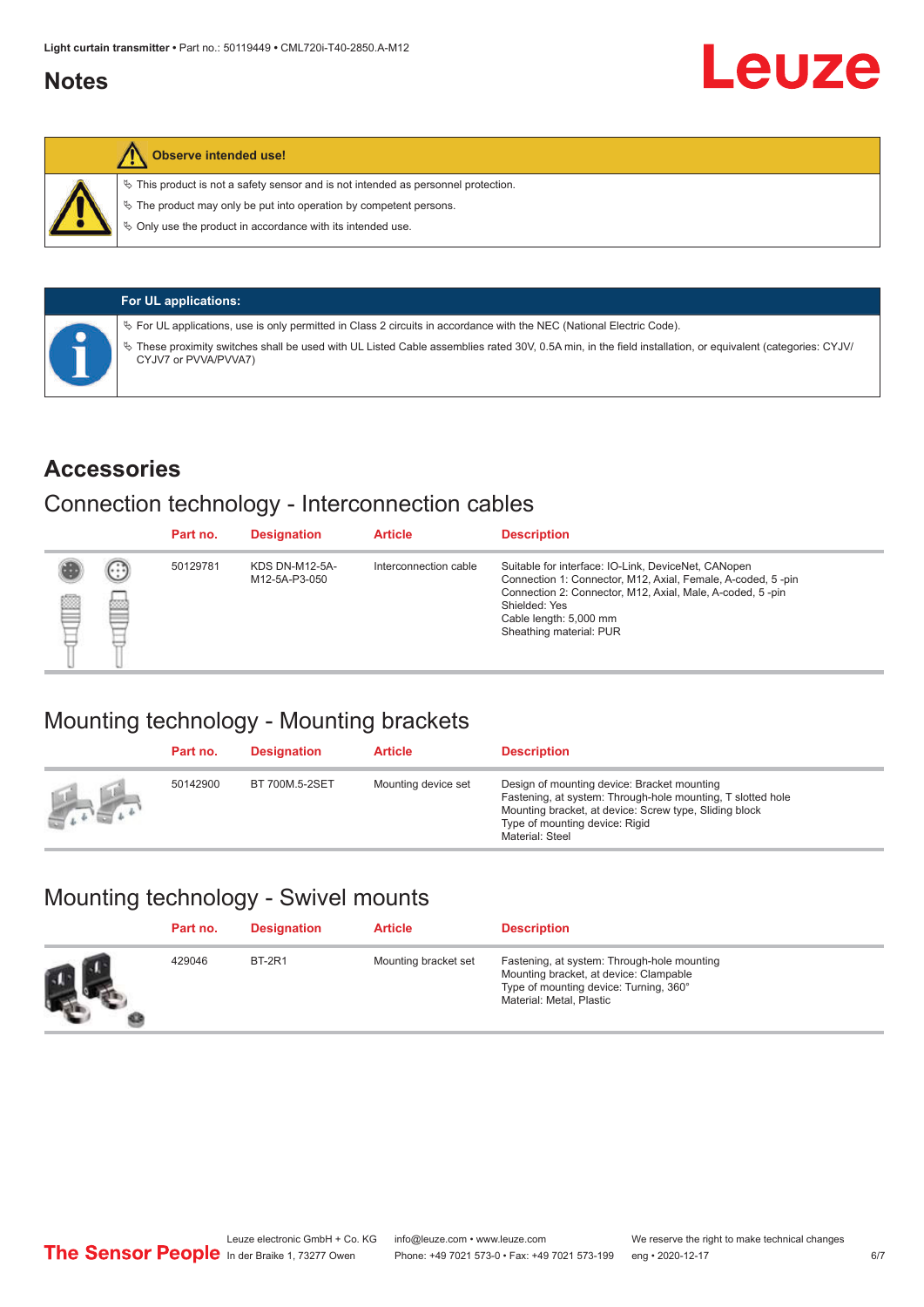## Notes

**Observe intended use!**

- This product is not a safety sensor and is not intended as personnel protection.
- The product may only be put into operation by competent persons.
- Only use the product in accordance with its intended use.

**For UL applications:**

- For UL applications, use is only permitted in Class 2 circuits in accordance with the NEC (National Electric Code).
- These proximity switches shall be used with UL Listed Cable assemblies rated 30V, 0.5A min, in the field installation, or equivalent (categories: CYJV/ CYJV7 or PVVA/PVVA7)

## Accessories

### Connection technology - Interconnection cables

| Part no. | Designation | Article | Description |
| --- | --- | --- | --- |
| 50129781 | KDS DN-M12-5A-M12-5A-P3-050 | Interconnection cable | Suitable for interface: IO-Link, DeviceNet, CANopen<br>Connection 1: Connector, M12, Axial, Female, A-coded, 5 -pin<br>Connection 2: Connector, M12, Axial, Male, A-coded, 5 -pin<br>Shielded: Yes<br>Cable length: 5,000 mm<br>Sheathing material: PUR |

### Mounting technology - Mounting brackets

| Part no. | Designation | Article | Description |
| --- | --- | --- | --- |
| 50142900 | BT 700M.5-2SET | Mounting device set | Design of mounting device: Bracket mounting<br>Fastening, at system: Through-hole mounting, T slotted hole<br>Mounting bracket, at device: Screw type, Sliding block<br>Type of mounting device: Rigid<br>Material: Steel |

### Mounting technology - Swivel mounts

| Part no. | Designation | Article | Description |
| --- | --- | --- | --- |
| 429046 | BT-2R1 | Mounting bracket set | Fastening, at system: Through-hole mounting<br>Mounting bracket, at device: Clampable<br>Type of mounting device: Turning, 360°<br>Material: Metal, Plastic |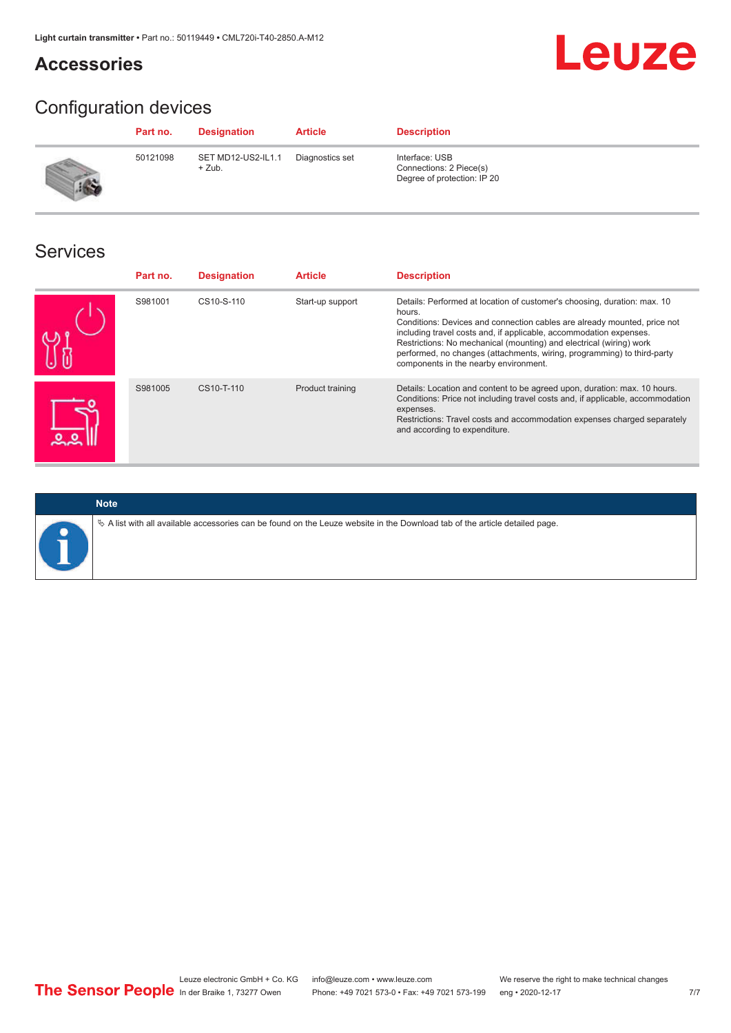## Accessories

### Configuration devices

| | Part no. | Designation | Article | Description |
|---|---|---|---|---|
| | 50121098 | SET MD12-US2-IL1.1 + Zub. | Diagnostics set | Interface: USB<br>Connections: 2 Piece(s)<br>Degree of protection: IP 20 |

### Services

| | Part no. | Designation | Article | Description |
|---|---|---|---|---|
| | S981001 | CS10-S-110 | Start-up support | Details: Performed at location of customer's choosing, duration: max. 10 hours.<br>Conditions: Devices and connection cables are already mounted, price not including travel costs and, if applicable, accommodation expenses.<br>Restrictions: No mechanical (mounting) and electrical (wiring) work performed, no changes (attachments, wiring, programming) to third-party components in the nearby environment. |
| | S981005 | CS10-T-110 | Product training | Details: Location and content to be agreed upon, duration: max. 10 hours.<br>Conditions: Price not including travel costs and, if applicable, accommodation expenses.<br>Restrictions: Travel costs and accommodation expenses charged separately and according to expenditure. |

**Note**

↳ A list with all available accessories can be found on the Leuze website in the Download tab of the article detailed page.